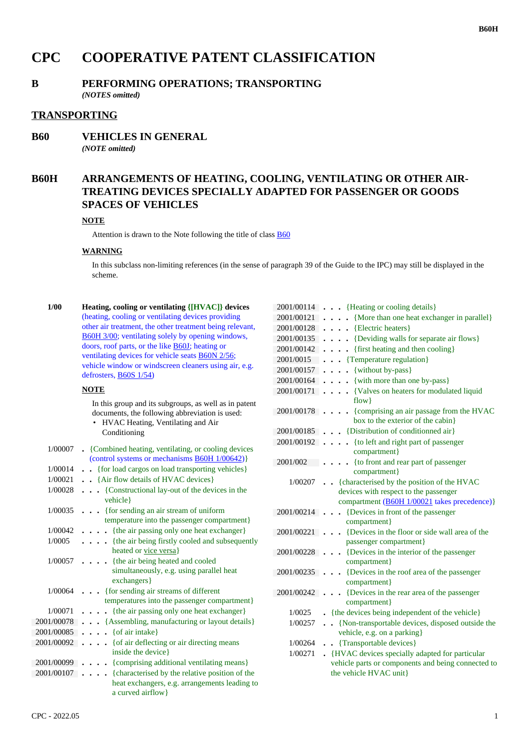# CPC COOPERATIVE PATENT CLASSIFICATION

## B PERFORMING OPERATIONS; TRANSPORTING

*(NOTES omitted)*

## TRANSPORTING

## B60 VEHICLES IN GENERAL

*(NOTE omitted)*

## B60H ARRANGEMENTS OF HEATING, COOLING, VENTILATING OR OTHER AIR-TREATING DEVICES SPECIALLY ADAPTED FOR PASSENGER OR GOODS SPACES OF VEHICLES

**NOTE**

Attention is drawn to the Note following the title of class B60

**WARNING**

In this subclass non-limiting references (in the sense of paragraph 39 of the Guide to the IPC) may still be displayed in the scheme.

**1/00** **Heating, cooling or ventilating {[HVAC]} devices** (heating, cooling or ventilating devices providing other air treatment, the other treatment being relevant, B60H 3/00; ventilating solely by opening windows, doors, roof parts, or the like B60J; heating or ventilating devices for vehicle seats B60N 2/56; vehicle window or windscreen cleaners using air, e.g. defrosters, B60S 1/54)

**NOTE**

In this group and its subgroups, as well as in patent documents, the following abbreviation is used:
- HVAC Heating, Ventilating and Air Conditioning

- 1/00007 . {Combined heating, ventilating, or cooling devices (control systems or mechanisms B60H 1/00642)}
- 1/00014 . . {for load cargos on load transporting vehicles}
- 1/00021 . . {Air flow details of HVAC devices}
- 1/00028 . . . {Constructional lay-out of the devices in the vehicle}
- 1/00035 . . . {for sending an air stream of uniform temperature into the passenger compartment}
- 1/00042 . . . . {the air passing only one heat exchanger}
- 1/0005 . . . . {the air being firstly cooled and subsequently heated or vice versa}
- 1/00057 . . . . {the air being heated and cooled simultaneously, e.g. using parallel heat exchangers}
- 1/00064 . . . {for sending air streams of different temperatures into the passenger compartment}
- 1/00071 . . . . {the air passing only one heat exchanger}
- 2001/00078 . . . {Assembling, manufacturing or layout details}
- 2001/00085 . . . . {of air intake}
- 2001/00092 . . . . {of air deflecting or air directing means inside the device}
- 2001/00099 . . . . {comprising additional ventilating means}
- 2001/00107 . . . . {characterised by the relative position of the heat exchangers, e.g. arrangements leading to a curved airflow}
- 2001/00114 . . . {Heating or cooling details}
- 2001/00121 . . . . {More than one heat exchanger in parallel}
- 2001/00128 . . . . {Electric heaters}
- 2001/00135 . . . . {Deviding walls for separate air flows}
- 2001/00142 . . . . {first heating and then cooling}
- 2001/0015 . . . {Temperature regulation}
- 2001/00157 . . . . {without by-pass}
- 2001/00164 . . . . {with more than one by-pass}
- 2001/00171 . . . . {Valves on heaters for modulated liquid flow}
- 2001/00178 . . . . {comprising an air passage from the HVAC box to the exterior of the cabin}
- 2001/00185 . . . {Distribution of conditionned air}
- 2001/00192 . . . . {to left and right part of passenger compartment}
- 2001/002 . . . . {to front and rear part of passenger compartment}
- 1/00207 . . {characterised by the position of the HVAC devices with respect to the passenger compartment (B60H 1/00021 takes precedence)}
- 2001/00214 . . . {Devices in front of the passenger compartment}
- 2001/00221 . . . {Devices in the floor or side wall area of the passenger compartment}
- 2001/00228 . . . {Devices in the interior of the passenger compartment}
- 2001/00235 . . . {Devices in the roof area of the passenger compartment}
- 2001/00242 . . . {Devices in the rear area of the passenger compartment}
- 1/0025 . {the devices being independent of the vehicle}
- 1/00257 . . {Non-transportable devices, disposed outside the vehicle, e.g. on a parking}
- 1/00264 . . {Transportable devices}
- 1/00271 . {HVAC devices specially adapted for particular vehicle parts or components and being connected to the vehicle HVAC unit}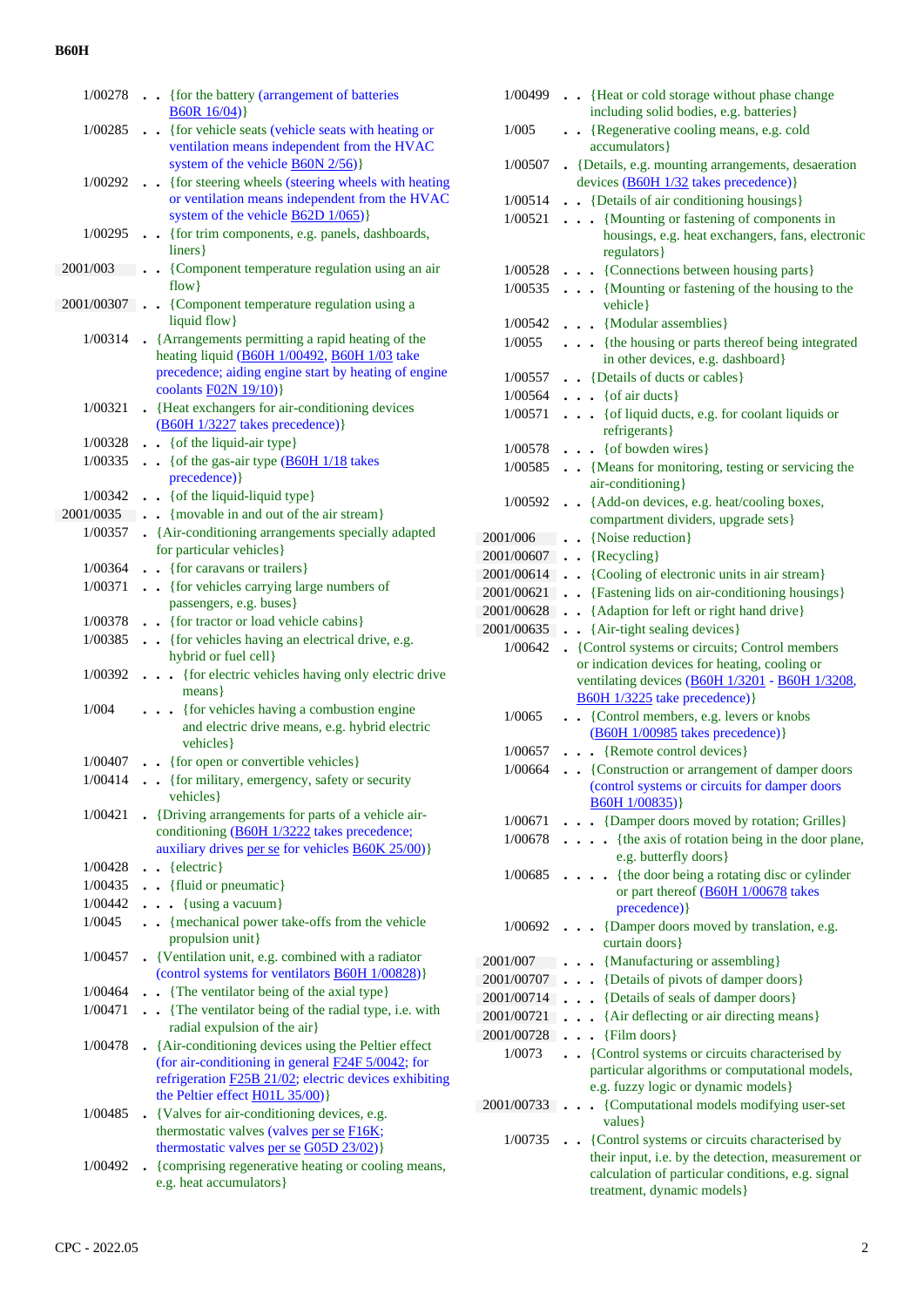| | | |
|---|---|---|
| 1/00278 | . . | {for the battery (arrangement of batteries B60R 16/04)} |
| 1/00285 | . . | {for vehicle seats (vehicle seats with heating or ventilation means independent from the HVAC system of the vehicle B60N 2/56)} |
| 1/00292 | . . | {for steering wheels (steering wheels with heating or ventilation means independent from the HVAC system of the vehicle B62D 1/065)} |
| 1/00295 | . . | {for trim components, e.g. panels, dashboards, liners} |
| 2001/003 | . . | {Component temperature regulation using an air flow} |
| 2001/00307 | . . | {Component temperature regulation using a liquid flow} |
| 1/00314 | . | {Arrangements permitting a rapid heating of the heating liquid (B60H 1/00492, B60H 1/03 take precedence; aiding engine start by heating of engine coolants F02N 19/10)} |
| 1/00321 | . | {Heat exchangers for air-conditioning devices (B60H 1/3227 takes precedence)} |
| 1/00328 | . . | {of the liquid-air type} |
| 1/00335 | . . | {of the gas-air type (B60H 1/18 takes precedence)} |
| 1/00342 | . . | {of the liquid-liquid type} |
| 2001/0035 | . . | {movable in and out of the air stream} |
| 1/00357 | . | {Air-conditioning arrangements specially adapted for particular vehicles} |
| 1/00364 | . . | {for caravans or trailers} |
| 1/00371 | . . | {for vehicles carrying large numbers of passengers, e.g. buses} |
| 1/00378 | . . | {for tractor or load vehicle cabins} |
| 1/00385 | . . | {for vehicles having an electrical drive, e.g. hybrid or fuel cell} |
| 1/00392 | . . . | {for electric vehicles having only electric drive means} |
| 1/004 | . . . | {for vehicles having a combustion engine and electric drive means, e.g. hybrid electric vehicles} |
| 1/00407 | . . | {for open or convertible vehicles} |
| 1/00414 | . . | {for military, emergency, safety or security vehicles} |
| 1/00421 | . | {Driving arrangements for parts of a vehicle air-conditioning (B60H 1/3222 takes precedence; auxiliary drives per se for vehicles B60K 25/00)} |
| 1/00428 | . . | {electric} |
| 1/00435 | . . | {fluid or pneumatic} |
| 1/00442 | . . . | {using a vacuum} |
| 1/0045 | . . | {mechanical power take-offs from the vehicle propulsion unit} |
| 1/00457 | . | {Ventilation unit, e.g. combined with a radiator (control systems for ventilators B60H 1/00828)} |
| 1/00464 | . . | {The ventilator being of the axial type} |
| 1/00471 | . . | {The ventilator being of the radial type, i.e. with radial expulsion of the air} |
| 1/00478 | . | {Air-conditioning devices using the Peltier effect (for air-conditioning in general F24F 5/0042; for refrigeration F25B 21/02; electric devices exhibiting the Peltier effect H01L 35/00)} |
| 1/00485 | . | {Valves for air-conditioning devices, e.g. thermostatic valves (valves per se F16K; thermostatic valves per se G05D 23/02)} |
| 1/00492 | . | {comprising regenerative heating or cooling means, e.g. heat accumulators} |
| 1/00499 | . . | {Heat or cold storage without phase change including solid bodies, e.g. batteries} |
| 1/005 | . . | {Regenerative cooling means, e.g. cold accumulators} |
| 1/00507 | . | {Details, e.g. mounting arrangements, desaeration devices (B60H 1/32 takes precedence)} |
| 1/00514 | . . | {Details of air conditioning housings} |
| 1/00521 | . . . | {Mounting or fastening of components in housings, e.g. heat exchangers, fans, electronic regulators} |
| 1/00528 | . . . | {Connections between housing parts} |
| 1/00535 | . . . | {Mounting or fastening of the housing to the vehicle} |
| 1/00542 | . . . | {Modular assemblies} |
| 1/0055 | . . . | {the housing or parts thereof being integrated in other devices, e.g. dashboard} |
| 1/00557 | . . | {Details of ducts or cables} |
| 1/00564 | . . . | {of air ducts} |
| 1/00571 | . . . | {of liquid ducts, e.g. for coolant liquids or refrigerants} |
| 1/00578 | . . . | {of bowden wires} |
| 1/00585 | . . | {Means for monitoring, testing or servicing the air-conditioning} |
| 1/00592 | . . | {Add-on devices, e.g. heat/cooling boxes, compartment dividers, upgrade sets} |
| 2001/006 | . . | {Noise reduction} |
| 2001/00607 | . . | {Recycling} |
| 2001/00614 | . . | {Cooling of electronic units in air stream} |
| 2001/00621 | . . | {Fastening lids on air-conditioning housings} |
| 2001/00628 | . . | {Adaption for left or right hand drive} |
| 2001/00635 | . . | {Air-tight sealing devices} |
| 1/00642 | . | {Control systems or circuits; Control members or indication devices for heating, cooling or ventilating devices (B60H 1/3201 - B60H 1/3208, B60H 1/3225 take precedence)} |
| 1/0065 | . . | {Control members, e.g. levers or knobs (B60H 1/00985 takes precedence)} |
| 1/00657 | . . . | {Remote control devices} |
| 1/00664 | . . | {Construction or arrangement of damper doors (control systems or circuits for damper doors B60H 1/00835)} |
| 1/00671 | . . . | {Damper doors moved by rotation; Grilles} |
| 1/00678 | . . . . | {the axis of rotation being in the door plane, e.g. butterfly doors} |
| 1/00685 | . . . . | {the door being a rotating disc or cylinder or part thereof (B60H 1/00678 takes precedence)} |
| 1/00692 | . . . | {Damper doors moved by translation, e.g. curtain doors} |
| 2001/007 | . . . | {Manufacturing or assembling} |
| 2001/00707 | . . . | {Details of pivots of damper doors} |
| 2001/00714 | . . . | {Details of seals of damper doors} |
| 2001/00721 | . . . | {Air deflecting or air directing means} |
| 2001/00728 | . . . | {Film doors} |
| 1/0073 | . . | {Control systems or circuits characterised by particular algorithms or computational models, e.g. fuzzy logic or dynamic models} |
| 2001/00733 | . . . | {Computational models modifying user-set values} |
| 1/00735 | . . | {Control systems or circuits characterised by their input, i.e. by the detection, measurement or calculation of particular conditions, e.g. signal treatment, dynamic models} |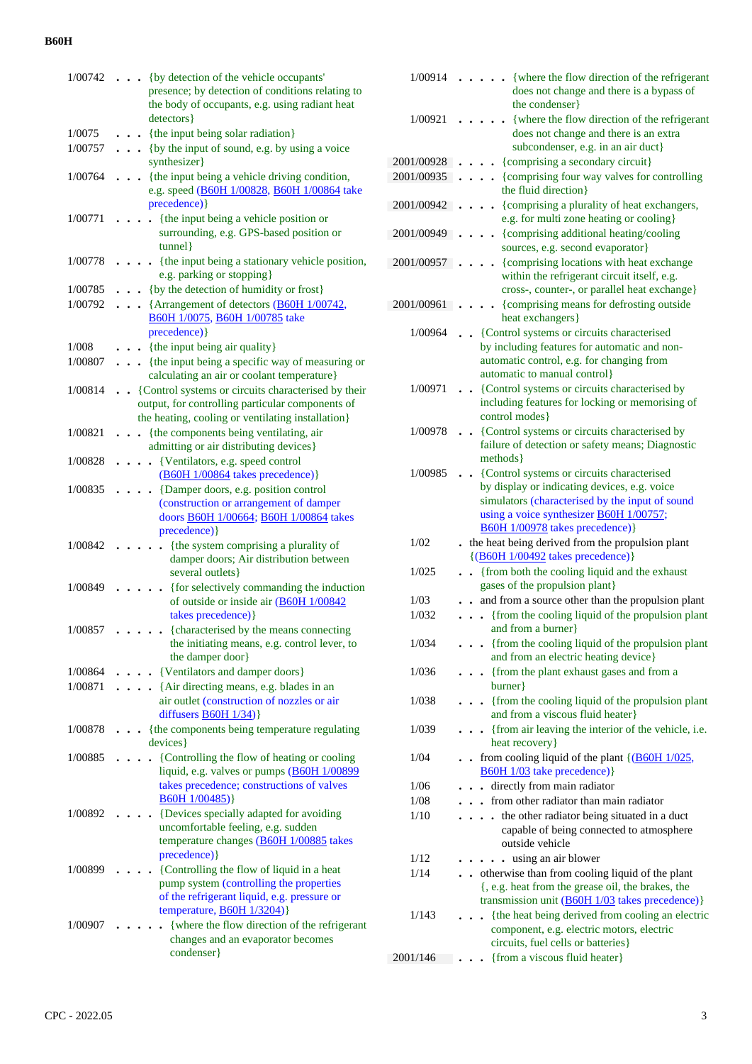1/00742 . . . {by detection of the vehicle occupants' presence; by detection of conditions relating to the body of occupants, e.g. using radiant heat detectors}

1/0075 . . . {the input being solar radiation}

1/00757 . . . {by the input of sound, e.g. by using a voice synthesizer}

1/00764 . . . {the input being a vehicle driving condition, e.g. speed (B60H 1/00828, B60H 1/00864 take precedence)}

1/00771 . . . . {the input being a vehicle position or surrounding, e.g. GPS-based position or tunnel}

1/00778 . . . . {the input being a stationary vehicle position, e.g. parking or stopping}

1/00785 . . . {by the detection of humidity or frost}

1/00792 . . . {Arrangement of detectors (B60H 1/00742, B60H 1/0075, B60H 1/00785 take precedence)}

1/008 . . . {the input being air quality}

1/00807 . . . {the input being a specific way of measuring or calculating an air or coolant temperature}

1/00814 . . {Control systems or circuits characterised by their output, for controlling particular components of the heating, cooling or ventilating installation}

1/00821 . . . {the components being ventilating, air admitting or air distributing devices}

1/00828 . . . . {Ventilators, e.g. speed control (B60H 1/00864 takes precedence)}

1/00835 . . . . {Damper doors, e.g. position control (construction or arrangement of damper doors B60H 1/00664; B60H 1/00864 takes precedence)}

1/00842 . . . . . {the system comprising a plurality of damper doors; Air distribution between several outlets}

1/00849 . . . . . {for selectively commanding the induction of outside or inside air (B60H 1/00842 takes precedence)}

1/00857 . . . . . {characterised by the means connecting the initiating means, e.g. control lever, to the damper door}

1/00864 . . . . {Ventilators and damper doors}

1/00871 . . . . {Air directing means, e.g. blades in an air outlet (construction of nozzles or air diffusers B60H 1/34)}

1/00878 . . . {the components being temperature regulating devices}

1/00885 . . . . {Controlling the flow of heating or cooling liquid, e.g. valves or pumps (B60H 1/00899 takes precedence; constructions of valves B60H 1/00485)}

1/00892 . . . . {Devices specially adapted for avoiding uncomfortable feeling, e.g. sudden temperature changes (B60H 1/00885 takes precedence)}

1/00899 . . . . {Controlling the flow of liquid in a heat pump system (controlling the properties of the refrigerant liquid, e.g. pressure or temperature, B60H 1/3204)}

1/00907 . . . . . {where the flow direction of the refrigerant changes and an evaporator becomes condenser}

1/00914 . . . . . {where the flow direction of the refrigerant does not change and there is a bypass of the condenser}

1/00921 . . . . . {where the flow direction of the refrigerant does not change and there is an extra subcondenser, e.g. in an air duct}

2001/00928 . . . . {comprising a secondary circuit}

2001/00935 . . . . {comprising four way valves for controlling the fluid direction}

2001/00942 . . . . {comprising a plurality of heat exchangers, e.g. for multi zone heating or cooling}

2001/00949 . . . . {comprising additional heating/cooling sources, e.g. second evaporator}

2001/00957 . . . . {comprising locations with heat exchange within the refrigerant circuit itself, e.g. cross-, counter-, or parallel heat exchange}

2001/00961 . . . . {comprising means for defrosting outside heat exchangers}

1/00964 . . {Control systems or circuits characterised by including features for automatic and non-automatic control, e.g. for changing from automatic to manual control}

1/00971 . . {Control systems or circuits characterised by including features for locking or memorising of control modes}

1/00978 . . {Control systems or circuits characterised by failure of detection or safety means; Diagnostic methods}

1/00985 . . {Control systems or circuits characterised by display or indicating devices, e.g. voice simulators (characterised by the input of sound using a voice synthesizer B60H 1/00757; B60H 1/00978 takes precedence)}

1/02 . the heat being derived from the propulsion plant {(B60H 1/00492 takes precedence)}

1/025 . . {from both the cooling liquid and the exhaust gases of the propulsion plant}

1/03 . . and from a source other than the propulsion plant

1/032 . . . {from the cooling liquid of the propulsion plant and from a burner}

1/034 . . . {from the cooling liquid of the propulsion plant and from an electric heating device}

1/036 . . . {from the plant exhaust gases and from a burner}

1/038 . . . {from the cooling liquid of the propulsion plant and from a viscous fluid heater}

1/039 . . . {from air leaving the interior of the vehicle, i.e. heat recovery}

1/04 . . from cooling liquid of the plant {(B60H 1/025, B60H 1/03 take precedence)}

1/06 . . . directly from main radiator

1/08 . . . from other radiator than main radiator

1/10 . . . . the other radiator being situated in a duct capable of being connected to atmosphere outside vehicle

1/12 . . . . . using an air blower

1/14 . . otherwise than from cooling liquid of the plant {, e.g. heat from the grease oil, the brakes, the transmission unit (B60H 1/03 takes precedence)}

1/143 . . . {the heat being derived from cooling an electric component, e.g. electric motors, electric circuits, fuel cells or batteries}

2001/146 . . . {from a viscous fluid heater}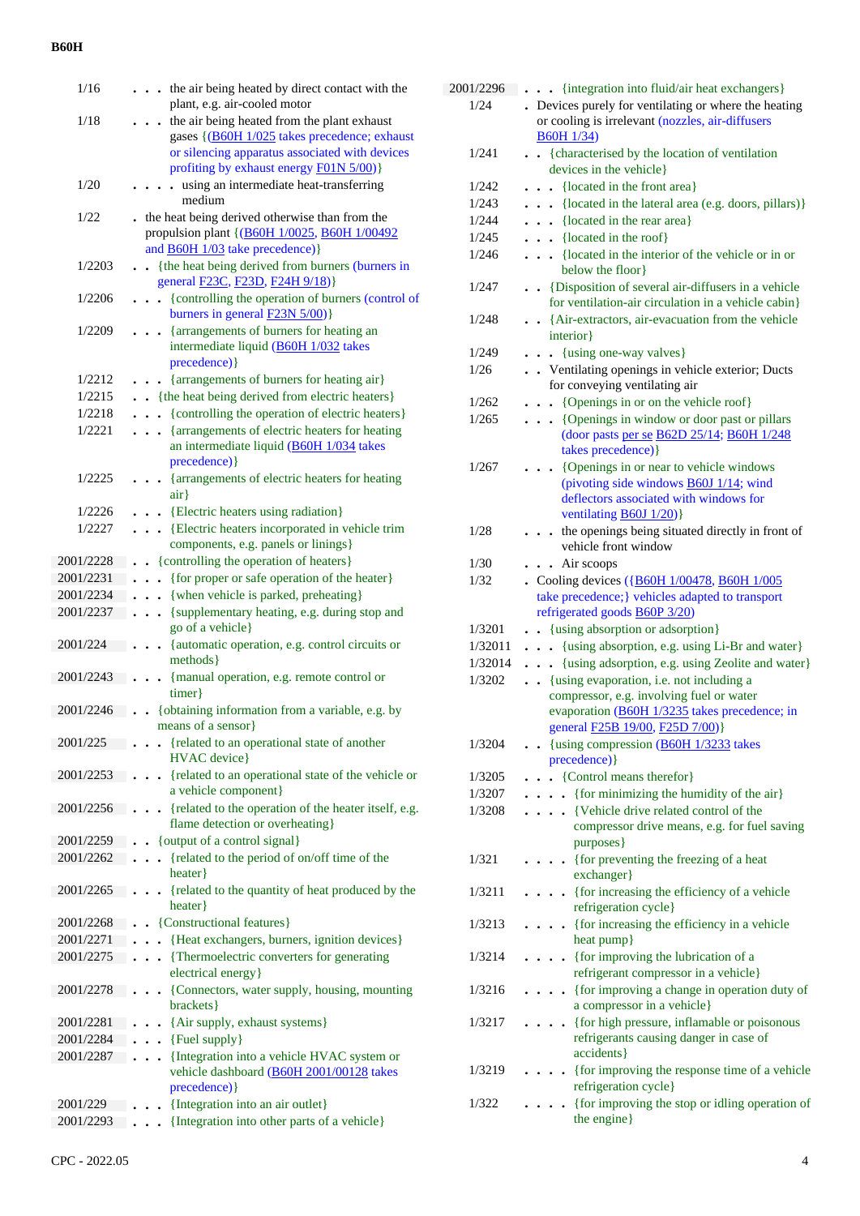| | | |
|---|---|---|
| 1/16 | . . . | the air being heated by direct contact with the plant, e.g. air-cooled motor |
| 1/18 | . . . | the air being heated from the plant exhaust gases {(B60H 1/025 takes precedence; exhaust or silencing apparatus associated with devices profiting by exhaust energy F01N 5/00)} |
| 1/20 | . . . . | using an intermediate heat-transferring medium |
| 1/22 | . | the heat being derived otherwise than from the propulsion plant {(B60H 1/0025, B60H 1/00492 and B60H 1/03 take precedence)} |
| 1/2203 | . . | {the heat being derived from burners (burners in general F23C, F23D, F24H 9/18)} |
| 1/2206 | . . . | {controlling the operation of burners (control of burners in general F23N 5/00)} |
| 1/2209 | . . . | {arrangements of burners for heating an intermediate liquid (B60H 1/032 takes precedence)} |
| 1/2212 | . . . | {arrangements of burners for heating air} |
| 1/2215 | . . | {the heat being derived from electric heaters} |
| 1/2218 | . . . | {controlling the operation of electric heaters} |
| 1/2221 | . . . | {arrangements of electric heaters for heating an intermediate liquid (B60H 1/034 takes precedence)} |
| 1/2225 | . . . | {arrangements of electric heaters for heating air} |
| 1/2226 | . . . | {Electric heaters using radiation} |
| 1/2227 | . . . | {Electric heaters incorporated in vehicle trim components, e.g. panels or linings} |
| 2001/2228 | . . | {controlling the operation of heaters} |
| 2001/2231 | . . . | {for proper or safe operation of the heater} |
| 2001/2234 | . . . | {when vehicle is parked, preheating} |
| 2001/2237 | . . . | {supplementary heating, e.g. during stop and go of a vehicle} |
| 2001/224 | . . . | {automatic operation, e.g. control circuits or methods} |
| 2001/2243 | . . . | {manual operation, e.g. remote control or timer} |
| 2001/2246 | . . | {obtaining information from a variable, e.g. by means of a sensor} |
| 2001/225 | . . . | {related to an operational state of another HVAC device} |
| 2001/2253 | . . . | {related to an operational state of the vehicle or a vehicle component} |
| 2001/2256 | . . . | {related to the operation of the heater itself, e.g. flame detection or overheating} |
| 2001/2259 | . . | {output of a control signal} |
| 2001/2262 | . . . | {related to the period of on/off time of the heater} |
| 2001/2265 | . . . | {related to the quantity of heat produced by the heater} |
| 2001/2268 | . . | {Constructional features} |
| 2001/2271 | . . . | {Heat exchangers, burners, ignition devices} |
| 2001/2275 | . . . | {Thermoelectric converters for generating electrical energy} |
| 2001/2278 | . . . | {Connectors, water supply, housing, mounting brackets} |
| 2001/2281 | . . . | {Air supply, exhaust systems} |
| 2001/2284 | . . . | {Fuel supply} |
| 2001/2287 | . . . | {Integration into a vehicle HVAC system or vehicle dashboard (B60H 2001/00128 takes precedence)} |
| 2001/229 | . . . | {Integration into an air outlet} |
| 2001/2293 | . . . | {Integration into other parts of a vehicle} |
| 2001/2296 | . . . | {integration into fluid/air heat exchangers} |
| 1/24 | . | Devices purely for ventilating or where the heating or cooling is irrelevant (nozzles, air-diffusers B60H 1/34) |
| 1/241 | . . | {characterised by the location of ventilation devices in the vehicle} |
| 1/242 | . . . | {located in the front area} |
| 1/243 | . . . | {located in the lateral area (e.g. doors, pillars)} |
| 1/244 | . . . | {located in the rear area} |
| 1/245 | . . . | {located in the roof} |
| 1/246 | . . . | {located in the interior of the vehicle or in or below the floor} |
| 1/247 | . . | {Disposition of several air-diffusers in a vehicle for ventilation-air circulation in a vehicle cabin} |
| 1/248 | . . | {Air-extractors, air-evacuation from the vehicle interior} |
| 1/249 | . . . | {using one-way valves} |
| 1/26 | . . | Ventilating openings in vehicle exterior; Ducts for conveying ventilating air |
| 1/262 | . . . | {Openings in or on the vehicle roof} |
| 1/265 | . . . | {Openings in window or door past or pillars (door pasts per se B62D 25/14; B60H 1/248 takes precedence)} |
| 1/267 | . . . | {Openings in or near to vehicle windows (pivoting side windows B60J 1/14; wind deflectors associated with windows for ventilating B60J 1/20)} |
| 1/28 | . . . | the openings being situated directly in front of vehicle front window |
| 1/30 | . . . | Air scoops |
| 1/32 | . | Cooling devices ({B60H 1/00478, B60H 1/005 take precedence;} vehicles adapted to transport refrigerated goods B60P 3/20) |
| 1/3201 | . . | {using absorption or adsorption} |
| 1/32011 | . . . | {using absorption, e.g. using Li-Br and water} |
| 1/32014 | . . . | {using adsorption, e.g. using Zeolite and water} |
| 1/3202 | . . | {using evaporation, i.e. not including a compressor, e.g. involving fuel or water evaporation (B60H 1/3235 takes precedence; in general F25B 19/00, F25D 7/00)} |
| 1/3204 | . . | {using compression (B60H 1/3233 takes precedence)} |
| 1/3205 | . . . | {Control means therefor} |
| 1/3207 | . . . . | {for minimizing the humidity of the air} |
| 1/3208 | . . . . | {Vehicle drive related control of the compressor drive means, e.g. for fuel saving purposes} |
| 1/321 | . . . . | {for preventing the freezing of a heat exchanger} |
| 1/3211 | . . . . | {for increasing the efficiency of a vehicle refrigeration cycle} |
| 1/3213 | . . . . | {for increasing the efficiency in a vehicle heat pump} |
| 1/3214 | . . . . | {for improving the lubrication of a refrigerant compressor in a vehicle} |
| 1/3216 | . . . . | {for improving a change in operation duty of a compressor in a vehicle} |
| 1/3217 | . . . . | {for high pressure, inflamable or poisonous refrigerants causing danger in case of accidents} |
| 1/3219 | . . . . | {for improving the response time of a vehicle refrigeration cycle} |
| 1/322 | . . . . | {for improving the stop or idling operation of the engine} |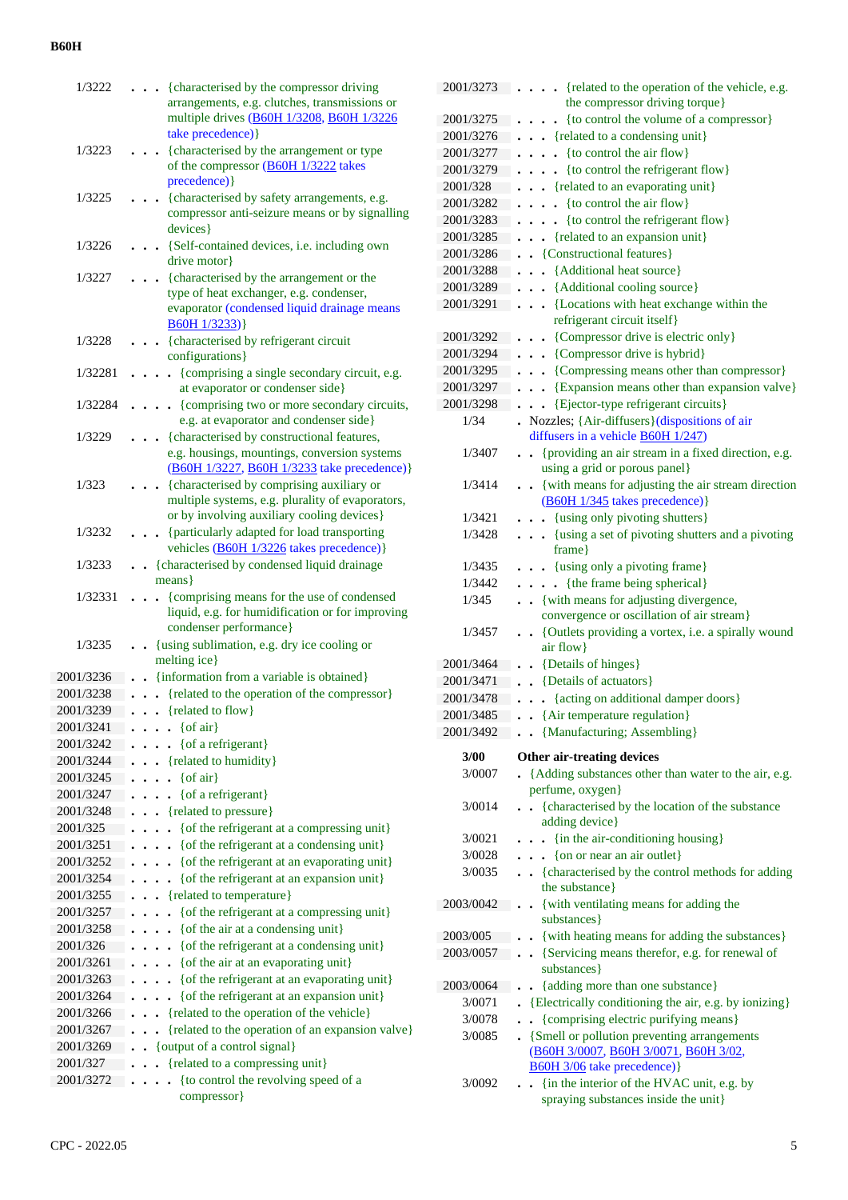| | | |
|---|---|---|
| 1/3222 | . . . | {characterised by the compressor driving arrangements, e.g. clutches, transmissions or multiple drives (B60H 1/3208, B60H 1/3226 take precedence)} |
| 1/3223 | . . . | {characterised by the arrangement or type of the compressor (B60H 1/3222 takes precedence)} |
| 1/3225 | . . . | {characterised by safety arrangements, e.g. compressor anti-seizure means or by signalling devices} |
| 1/3226 | . . . | {Self-contained devices, i.e. including own drive motor} |
| 1/3227 | . . . | {characterised by the arrangement or the type of heat exchanger, e.g. condenser, evaporator (condensed liquid drainage means B60H 1/3233)} |
| 1/3228 | . . . | {characterised by refrigerant circuit configurations} |
| 1/32281 | . . . . | {comprising a single secondary circuit, e.g. at evaporator or condenser side} |
| 1/32284 | . . . . | {comprising two or more secondary circuits, e.g. at evaporator and condenser side} |
| 1/3229 | . . . | {characterised by constructional features, e.g. housings, mountings, conversion systems (B60H 1/3227, B60H 1/3233 take precedence)} |
| 1/323 | . . . | {characterised by comprising auxiliary or multiple systems, e.g. plurality of evaporators, or by involving auxiliary cooling devices} |
| 1/3232 | . . . | {particularly adapted for load transporting vehicles (B60H 1/3226 takes precedence)} |
| 1/3233 | . . | {characterised by condensed liquid drainage means} |
| 1/32331 | . . . | {comprising means for the use of condensed liquid, e.g. for humidification or for improving condenser performance} |
| 1/3235 | . . | {using sublimation, e.g. dry ice cooling or melting ice} |
| 2001/3236 | . . | {information from a variable is obtained} |
| 2001/3238 | . . . | {related to the operation of the compressor} |
| 2001/3239 | . . . | {related to flow} |
| 2001/3241 | . . . . | {of air} |
| 2001/3242 | . . . . | {of a refrigerant} |
| 2001/3244 | . . . | {related to humidity} |
| 2001/3245 | . . . . | {of air} |
| 2001/3247 | . . . . | {of a refrigerant} |
| 2001/3248 | . . . | {related to pressure} |
| 2001/325 | . . . . | {of the refrigerant at a compressing unit} |
| 2001/3251 | . . . . | {of the refrigerant at a condensing unit} |
| 2001/3252 | . . . . | {of the refrigerant at an evaporating unit} |
| 2001/3254 | . . . . | {of the refrigerant at an expansion unit} |
| 2001/3255 | . . . | {related to temperature} |
| 2001/3257 | . . . . | {of the refrigerant at a compressing unit} |
| 2001/3258 | . . . . | {of the air at a condensing unit} |
| 2001/326 | . . . . | {of the refrigerant at a condensing unit} |
| 2001/3261 | . . . . | {of the air at an evaporating unit} |
| 2001/3263 | . . . . | {of the refrigerant at an evaporating unit} |
| 2001/3264 | . . . . | {of the refrigerant at an expansion unit} |
| 2001/3266 | . . . | {related to the operation of the vehicle} |
| 2001/3267 | . . . | {related to the operation of an expansion valve} |
| 2001/3269 | . . | {output of a control signal} |
| 2001/327 | . . . | {related to a compressing unit} |
| 2001/3272 | . . . . | {to control the revolving speed of a compressor} |
| 2001/3273 | . . . . | {related to the operation of the vehicle, e.g. the compressor driving torque} |
| 2001/3275 | . . . . | {to control the volume of a compressor} |
| 2001/3276 | . . . | {related to a condensing unit} |
| 2001/3277 | . . . . | {to control the air flow} |
| 2001/3279 | . . . . | {to control the refrigerant flow} |
| 2001/328 | . . . | {related to an evaporating unit} |
| 2001/3282 | . . . . | {to control the air flow} |
| 2001/3283 | . . . . | {to control the refrigerant flow} |
| 2001/3285 | . . . | {related to an expansion unit} |
| 2001/3286 | . . | {Constructional features} |
| 2001/3288 | . . . | {Additional heat source} |
| 2001/3289 | . . . | {Additional cooling source} |
| 2001/3291 | . . . | {Locations with heat exchange within the refrigerant circuit itself} |
| 2001/3292 | . . . | {Compressor drive is electric only} |
| 2001/3294 | . . . | {Compressor drive is hybrid} |
| 2001/3295 | . . . | {Compressing means other than compressor} |
| 2001/3297 | . . . | {Expansion means other than expansion valve} |
| 2001/3298 | . . . | {Ejector-type refrigerant circuits} |
| 1/34 | . | Nozzles; {Air-diffusers}(dispositions of air diffusers in a vehicle B60H 1/247) |
| 1/3407 | . . | {providing an air stream in a fixed direction, e.g. using a grid or porous panel} |
| 1/3414 | . . | {with means for adjusting the air stream direction (B60H 1/345 takes precedence)} |
| 1/3421 | . . . | {using only pivoting shutters} |
| 1/3428 | . . . | {using a set of pivoting shutters and a pivoting frame} |
| 1/3435 | . . . | {using only a pivoting frame} |
| 1/3442 | . . . . | {the frame being spherical} |
| 1/345 | . . | {with means for adjusting divergence, convergence or oscillation of air stream} |
| 1/3457 | . . | {Outlets providing a vortex, i.e. a spirally wound air flow} |
| 2001/3464 | . . | {Details of hinges} |
| 2001/3471 | . . | {Details of actuators} |
| 2001/3478 | . . . | {acting on additional damper doors} |
| 2001/3485 | . . | {Air temperature regulation} |
| 2001/3492 | . . | {Manufacturing; Assembling} |
| **3/00** | | **Other air-treating devices** |
| 3/0007 | . | {Adding substances other than water to the air, e.g. perfume, oxygen} |
| 3/0014 | . . | {characterised by the location of the substance adding device} |
| 3/0021 | . . . | {in the air-conditioning housing} |
| 3/0028 | . . . | {on or near an air outlet} |
| 3/0035 | . . | {characterised by the control methods for adding the substance} |
| 2003/0042 | . . | {with ventilating means for adding the substances} |
| 2003/005 | . . | {with heating means for adding the substances} |
| 2003/0057 | . . | {Servicing means therefor, e.g. for renewal of substances} |
| 2003/0064 | . . | {adding more than one substance} |
| 3/0071 | . | {Electrically conditioning the air, e.g. by ionizing} |
| 3/0078 | . . | {comprising electric purifying means} |
| 3/0085 | . | {Smell or pollution preventing arrangements (B60H 3/0007, B60H 3/0071, B60H 3/02, B60H 3/06 take precedence)} |
| 3/0092 | . . | {in the interior of the HVAC unit, e.g. by spraying substances inside the unit} |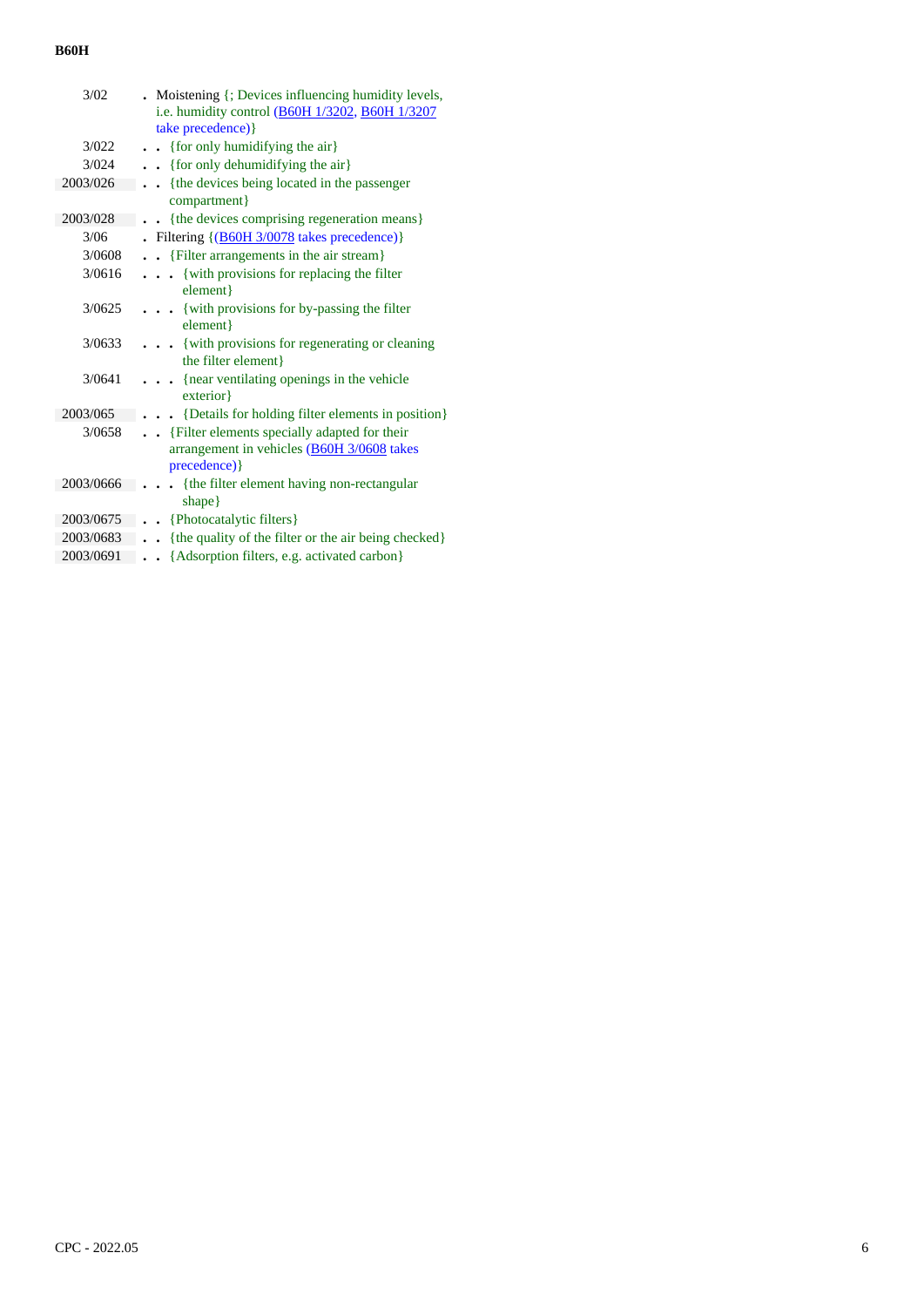| | |
|---|---|
| 3/02 | . Moistening {; Devices influencing humidity levels, i.e. humidity control (B60H 1/3202, B60H 1/3207 take precedence)} |
| 3/022 | . . {for only humidifying the air} |
| 3/024 | . . {for only dehumidifying the air} |
| 2003/026 | . . {the devices being located in the passenger compartment} |
| 2003/028 | . . {the devices comprising regeneration means} |
| 3/06 | . Filtering {(B60H 3/0078 takes precedence)} |
| 3/0608 | . . {Filter arrangements in the air stream} |
| 3/0616 | . . . {with provisions for replacing the filter element} |
| 3/0625 | . . . {with provisions for by-passing the filter element} |
| 3/0633 | . . . {with provisions for regenerating or cleaning the filter element} |
| 3/0641 | . . . {near ventilating openings in the vehicle exterior} |
| 2003/065 | . . . {Details for holding filter elements in position} |
| 3/0658 | . . {Filter elements specially adapted for their arrangement in vehicles (B60H 3/0608 takes precedence)} |
| 2003/0666 | . . . {the filter element having non-rectangular shape} |
| 2003/0675 | . . {Photocatalytic filters} |
| 2003/0683 | . . {the quality of the filter or the air being checked} |
| 2003/0691 | . . {Adsorption filters, e.g. activated carbon} |